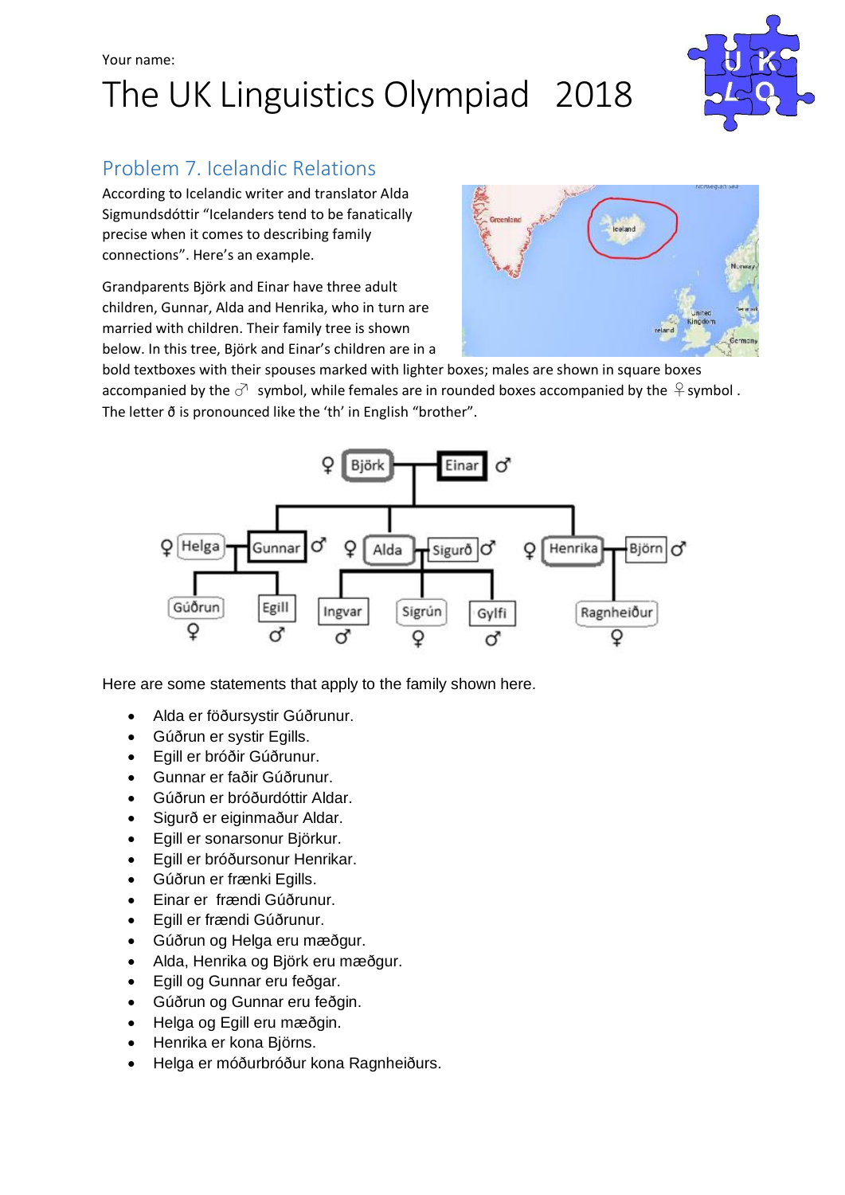Your name:

# The UK Linguistics Olympiad 2018

## Problem 7. Icelandic Relations

According to Icelandic writer and translator Alda Sigmundsdóttir "Icelanders tend to be fanatically precise when it comes to describing family connections". Here's an example.

Grandparents Björk and Einar have three adult children, Gunnar, Alda and Henrika, who in turn are married with children. Their family tree is shown below. In this tree, Björk and Einar's children are in a bold textboxes with their spouses marked with lighter boxes; males are shown in square boxes accompanied by the ♂ symbol, while females are in rounded boxes accompanied by the ♀ symbol . The letter ð is pronounced like the 'th' in English "brother".

Here are some statements that apply to the family shown here.

- Alda er föðursystir Gúðrunur.
- Gúðrun er systir Egills.
- Egill er bróðir Gúðrunur.
- Gunnar er faðir Gúðrunur.
- Gúðrun er bróðurdóttir Aldar.
- Sigurð er eiginmaður Aldar.
- Egill er sonarsonur Björkur.
- Egill er bróðursonur Henrikar.
- Gúðrun er frænki Egills.
- Einar er frændi Gúðrunur.
- Egill er frændi Gúðrunur.
- Gúðrun og Helga eru mæðgur.
- Alda, Henrika og Björk eru mæðgur.
- Egill og Gunnar eru feðgar.
- Gúðrun og Gunnar eru feðgin.
- Helga og Egill eru mæðgin.
- Henrika er kona Björns.
- Helga er móðurbróður kona Ragnheiðurs.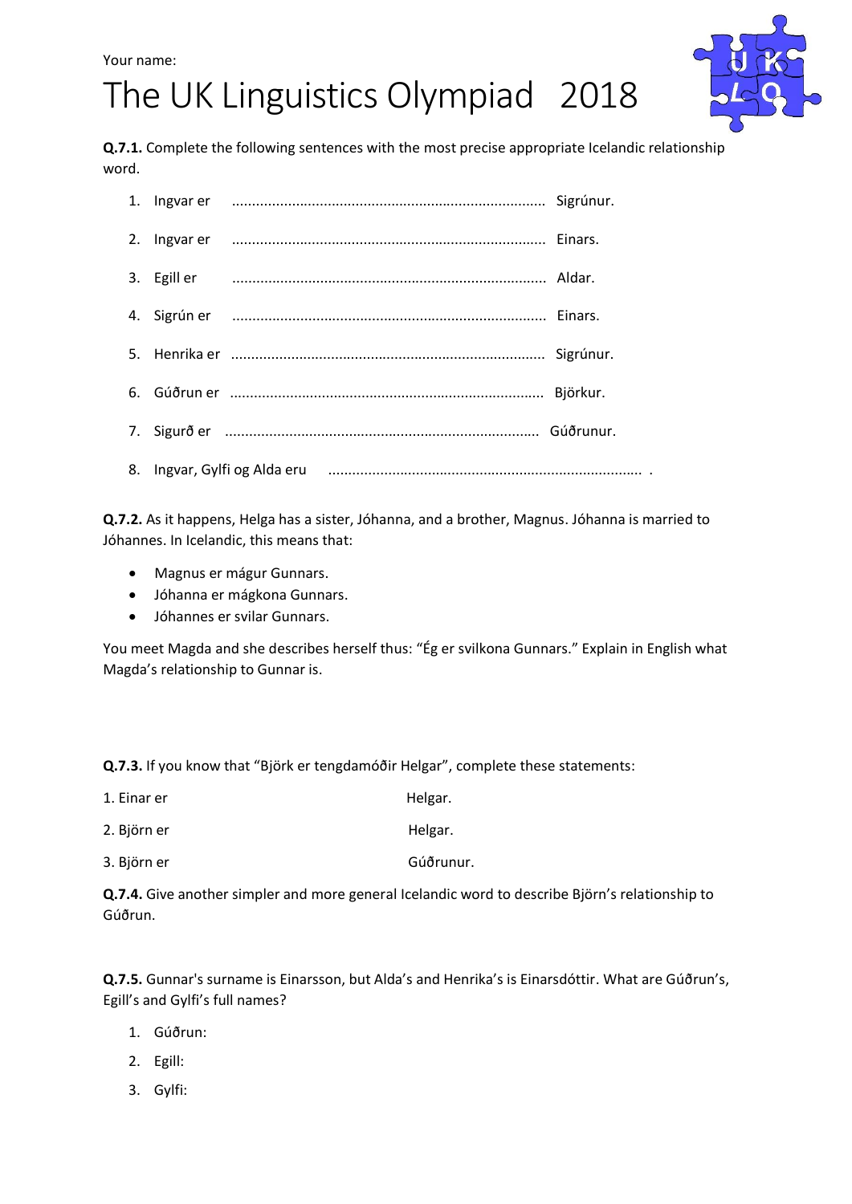Your name:

# The UK Linguistics Olympiad 2018

**Q.7.1.** Complete the following sentences with the most precise appropriate Icelandic relationship word.

1. Ingvar er .............................................................................. Sigrúnur.
2. Ingvar er .............................................................................. Einars.
3. Egill er .............................................................................. Aldar.
4. Sigrún er .............................................................................. Einars.
5. Henrika er .............................................................................. Sigrúnur.
6. Gúðrun er .............................................................................. Björkur.
7. Sigurð er .............................................................................. Gúðrunur.
8. Ingvar, Gylfi og Alda eru .............................................................................. .

**Q.7.2.** As it happens, Helga has a sister, Jóhanna, and a brother, Magnus. Jóhanna is married to Jóhannes. In Icelandic, this means that:

- Magnus er mágur Gunnars.
- Jóhanna er mágkona Gunnars.
- Jóhannes er svilar Gunnars.

You meet Magda and she describes herself thus: "Ég er svilkona Gunnars." Explain in English what Magda's relationship to Gunnar is.

**Q.7.3.** If you know that "Björk er tengdamóðir Helgar", complete these statements:

1. Einar er Helgar.
2. Björn er Helgar.
3. Björn er Gúðrunur.

**Q.7.4.** Give another simpler and more general Icelandic word to describe Björn's relationship to Gúðrun.

**Q.7.5.** Gunnar's surname is Einarsson, but Alda's and Henrika's is Einarsdóttir. What are Gúðrun's, Egill's and Gylfi's full names?

1. Gúðrun:
2. Egill:
3. Gylfi: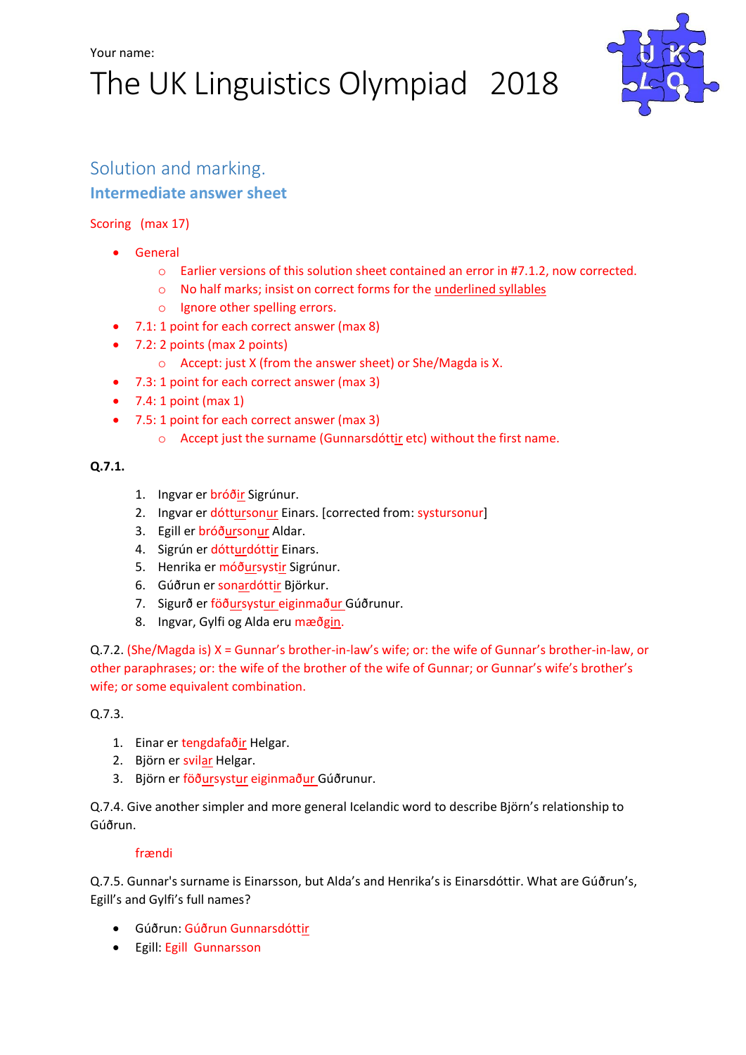Your name:

# The UK Linguistics Olympiad 2018

## Solution and marking.

### Intermediate answer sheet

Scoring (max 17)

- General
  - Earlier versions of this solution sheet contained an error in #7.1.2, now corrected.
  - No half marks; insist on correct forms for the underlined syllables
  - Ignore other spelling errors.
- 7.1: 1 point for each correct answer (max 8)
- 7.2: 2 points (max 2 points)
  - Accept: just X (from the answer sheet) or She/Magda is X.
- 7.3: 1 point for each correct answer (max 3)
- 7.4: 1 point (max 1)
- 7.5: 1 point for each correct answer (max 3)
  - Accept just the surname (Gunnarsdóttir etc) without the first name.

**Q.7.1.**

1. Ingvar er bróðir Sigrúnur.
2. Ingvar er dóttursonur Einars. [corrected from: systursonur]
3. Egill er bróðursonur Aldar.
4. Sigrún er dótturdóttir Einars.
5. Henrika er móðursystir Sigrúnur.
6. Gúðrun er sonardóttir Björkur.
7. Sigurð er föðursystur eiginmaður Gúðrunur.
8. Ingvar, Gylfi og Alda eru mæðgin.

Q.7.2. (She/Magda is) X = Gunnar's brother-in-law's wife; or: the wife of Gunnar's brother-in-law, or other paraphrases; or: the wife of the brother of the wife of Gunnar; or Gunnar's wife's brother's wife; or some equivalent combination.

Q.7.3.

1. Einar er tengdafaðir Helgar.
2. Björn er svilar Helgar.
3. Björn er föðursystur eiginmaður Gúðrunur.

Q.7.4. Give another simpler and more general Icelandic word to describe Björn's relationship to Gúðrun.

frændi

Q.7.5. Gunnar's surname is Einarsson, but Alda's and Henrika's is Einarsdóttir. What are Gúðrun's, Egill's and Gylfi's full names?

- Gúðrun: Gúðrun Gunnarsdóttir
- Egill: Egill Gunnarsson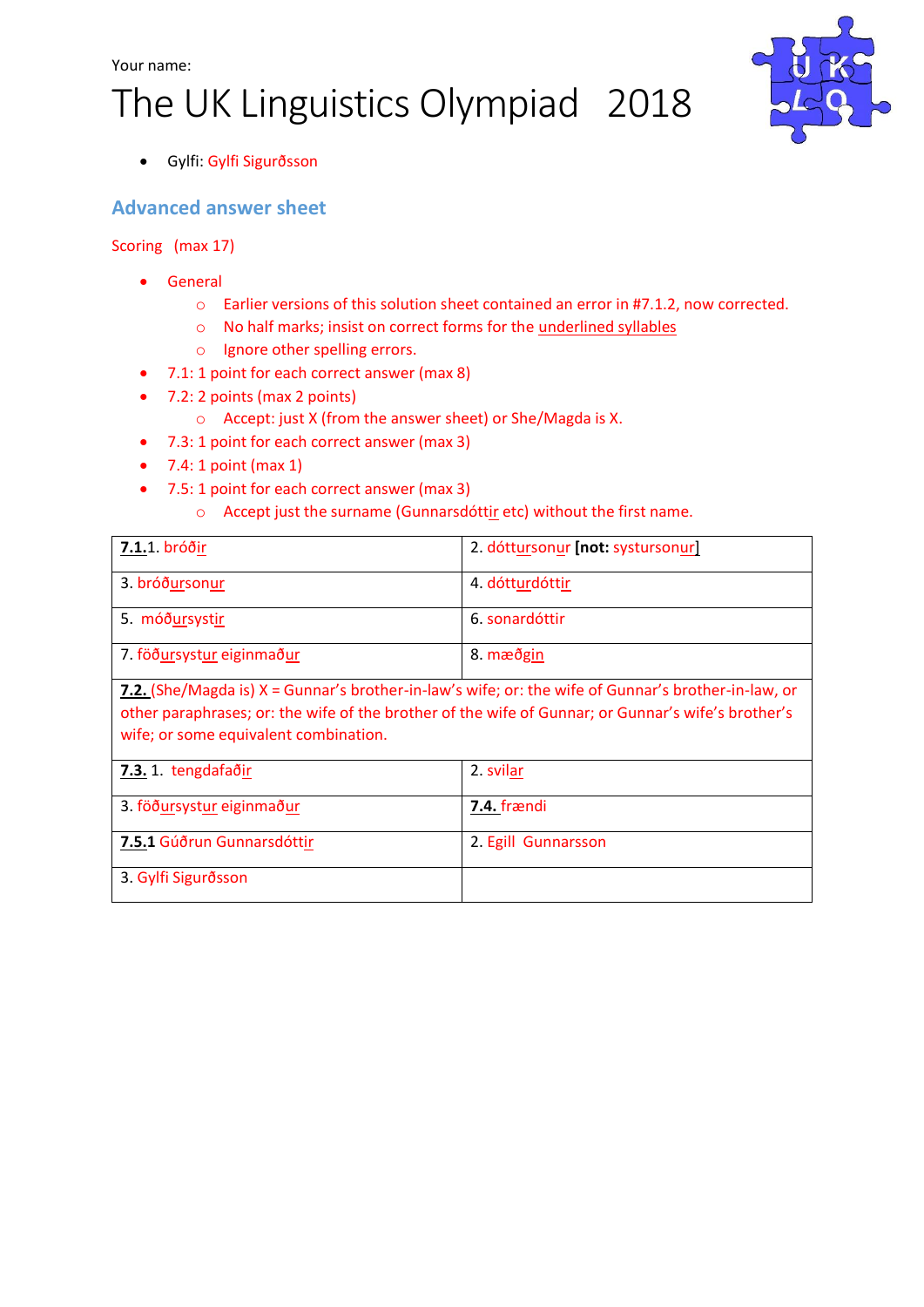Your name:

# The UK Linguistics Olympiad 2018

- Gylfi: Gylfi Sigurðsson

## Advanced answer sheet

Scoring (max 17)

- General
  - Earlier versions of this solution sheet contained an error in #7.1.2, now corrected.
  - No half marks; insist on correct forms for the <u>underlined syllables</u>
  - Ignore other spelling errors.
- 7.1: 1 point for each correct answer (max 8)
- 7.2: 2 points (max 2 points)
  - Accept: just X (from the answer sheet) or She/Magda is X.
- 7.3: 1 point for each correct answer (max 3)
- 7.4: 1 point (max 1)
- 7.5: 1 point for each correct answer (max 3)
  - Accept just the surname (Gunnarsdótt<u>ir</u> etc) without the first name.

| | |
|---|---|
| **<u>7.1.</u>** 1. bróð<u>ir</u> | 2. dótt<u>ur</u>son<u>ur</u> **[not:** systurson<u>ur</u>] |
| 3. bróð<u>ur</u>son<u>ur</u> | 4. dótt<u>ur</u>dótt<u>ir</u> |
| 5. móð<u>ur</u>syst<u>ir</u> | 6. sonardóttir |
| 7. föð<u>ur</u>syst<u>ur</u> eiginmað<u>ur</u> | 8. mæð<u>gin</u> |
| **<u>7.2.</u>** (She/Magda is) X = Gunnar's brother-in-law's wife; or: the wife of Gunnar's brother-in-law, or other paraphrases; or: the wife of the brother of the wife of Gunnar; or Gunnar's wife's brother's wife; or some equivalent combination. | |
| **<u>7.3.</u>** 1. tengdafað<u>ir</u> | 2. svil<u>ar</u> |
| 3. föð<u>ur</u>syst<u>ur</u> eiginmað<u>ur</u> | **<u>7.4.</u>** frændi |
| **<u>7.5.1</u>** Gúðrun Gunnarsdótt<u>ir</u> | 2. Egill Gunnarsson |
| 3. Gylfi Sigurðsson | |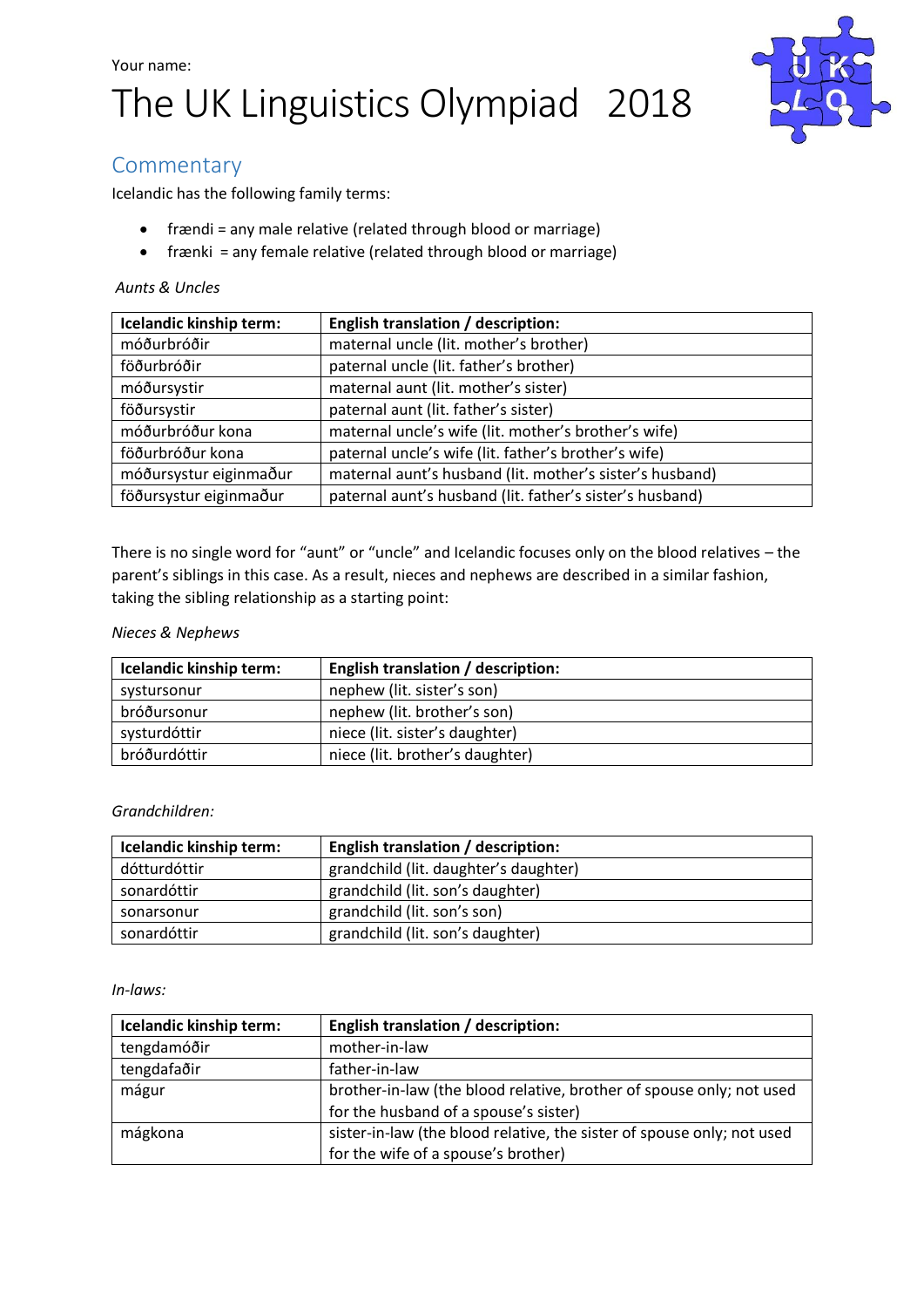Your name:

# The UK Linguistics Olympiad 2018

## Commentary

Icelandic has the following family terms:

- frændi = any male relative (related through blood or marriage)
- frænki = any female relative (related through blood or marriage)

*Aunts & Uncles*

| Icelandic kinship term: | English translation / description: |
|---|---|
| móðurbróðir | maternal uncle (lit. mother's brother) |
| föðurbróðir | paternal uncle (lit. father's brother) |
| móðursystir | maternal aunt (lit. mother's sister) |
| föðursystir | paternal aunt (lit. father's sister) |
| móðurbróður kona | maternal uncle's wife (lit. mother's brother's wife) |
| föðurbróður kona | paternal uncle's wife (lit. father's brother's wife) |
| móðursystur eiginmaður | maternal aunt's husband (lit. mother's sister's husband) |
| föðursystur eiginmaður | paternal aunt's husband (lit. father's sister's husband) |

There is no single word for "aunt" or "uncle" and Icelandic focuses only on the blood relatives – the parent's siblings in this case. As a result, nieces and nephews are described in a similar fashion, taking the sibling relationship as a starting point:

*Nieces & Nephews*

| Icelandic kinship term: | English translation / description: |
|---|---|
| systursonur | nephew (lit. sister's son) |
| bróðursonur | nephew (lit. brother's son) |
| systurdóttir | niece (lit. sister's daughter) |
| bróðurdóttir | niece (lit. brother's daughter) |

*Grandchildren:*

| Icelandic kinship term: | English translation / description: |
|---|---|
| dótturdóttir | grandchild (lit. daughter's daughter) |
| sonardóttir | grandchild (lit. son's daughter) |
| sonarsonur | grandchild (lit. son's son) |
| sonardóttir | grandchild (lit. son's daughter) |

*In-laws:*

| Icelandic kinship term: | English translation / description: |
|---|---|
| tengdamóðir | mother-in-law |
| tengdafaðir | father-in-law |
| mágur | brother-in-law (the blood relative, brother of spouse only; not used for the husband of a spouse's sister) |
| mágkona | sister-in-law (the blood relative, the sister of spouse only; not used for the wife of a spouse's brother) |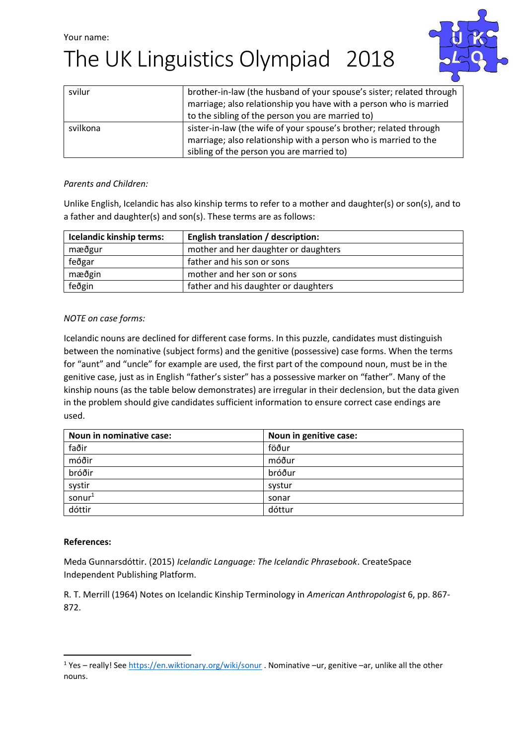Your name:

# The UK Linguistics Olympiad 2018

| svilur | brother-in-law (the husband of your spouse's sister; related through marriage; also relationship you have with a person who is married to the sibling of the person you are married to) |
|---|---|
| svilkona | sister-in-law (the wife of your spouse's brother; related through marriage; also relationship with a person who is married to the sibling of the person you are married to) |

*Parents and Children:*

Unlike English, Icelandic has also kinship terms to refer to a mother and daughter(s) or son(s), and to a father and daughter(s) and son(s). These terms are as follows:

| Icelandic kinship terms: | English translation / description: |
|---|---|
| mæðgur | mother and her daughter or daughters |
| feðgar | father and his son or sons |
| mæðgin | mother and her son or sons |
| feðgin | father and his daughter or daughters |

*NOTE on case forms:*

Icelandic nouns are declined for different case forms. In this puzzle, candidates must distinguish between the nominative (subject forms) and the genitive (possessive) case forms. When the terms for "aunt" and "uncle" for example are used, the first part of the compound noun, must be in the genitive case, just as in English "father's sister" has a possessive marker on "father". Many of the kinship nouns (as the table below demonstrates) are irregular in their declension, but the data given in the problem should give candidates sufficient information to ensure correct case endings are used.

| Noun in nominative case: | Noun in genitive case: |
|---|---|
| faðir | föður |
| móðir | móður |
| bróðir | bróður |
| systir | systur |
| sonur[1] | sonar |
| dóttir | dóttur |

**References:**

Meda Gunnarsdóttir. (2015) *Icelandic Language: The Icelandic Phrasebook*. CreateSpace Independent Publishing Platform.

R. T. Merrill (1964) Notes on Icelandic Kinship Terminology in *American Anthropologist* 6, pp. 867-872.

[1] Yes – really! See https://en.wiktionary.org/wiki/sonur . Nominative –ur, genitive –ar, unlike all the other nouns.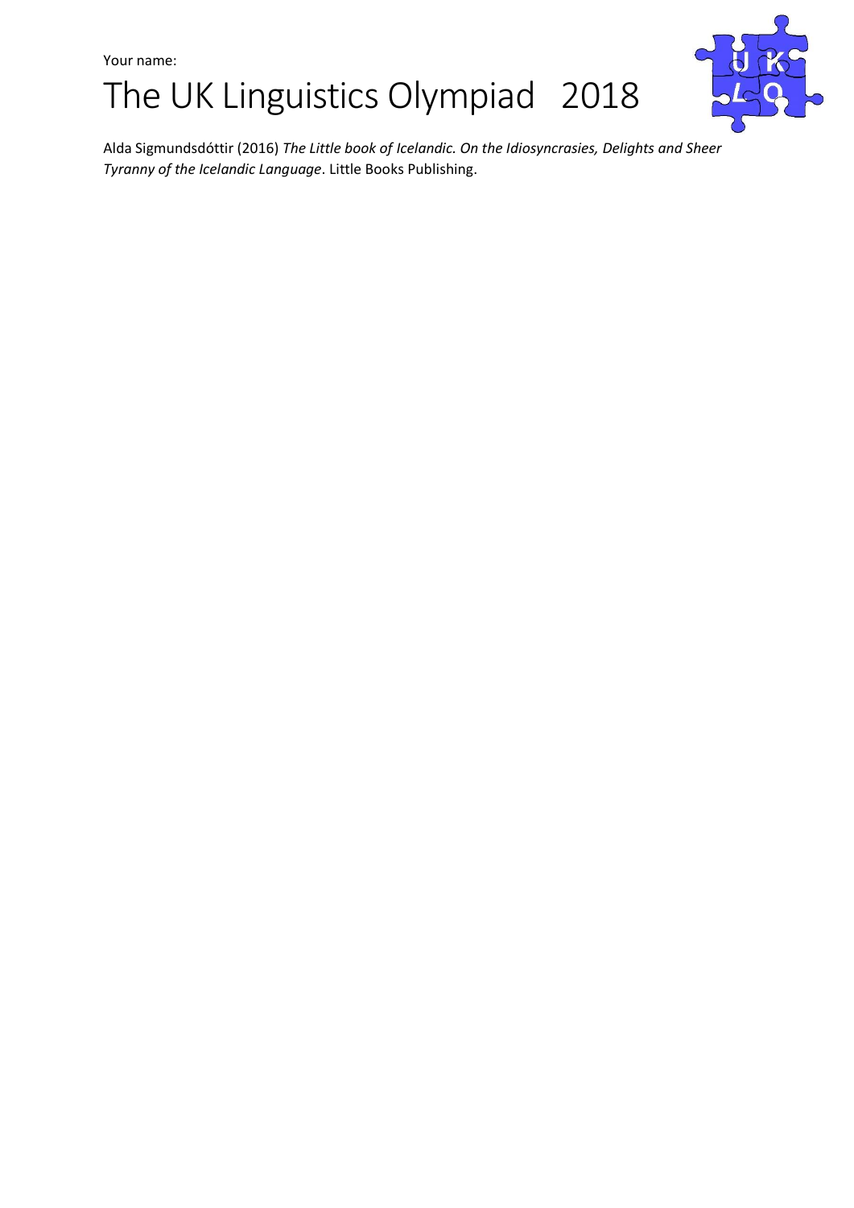Your name:

# The UK Linguistics Olympiad 2018

Alda Sigmundsdóttir (2016) *The Little book of Icelandic. On the Idiosyncrasies, Delights and Sheer Tyranny of the Icelandic Language*. Little Books Publishing.